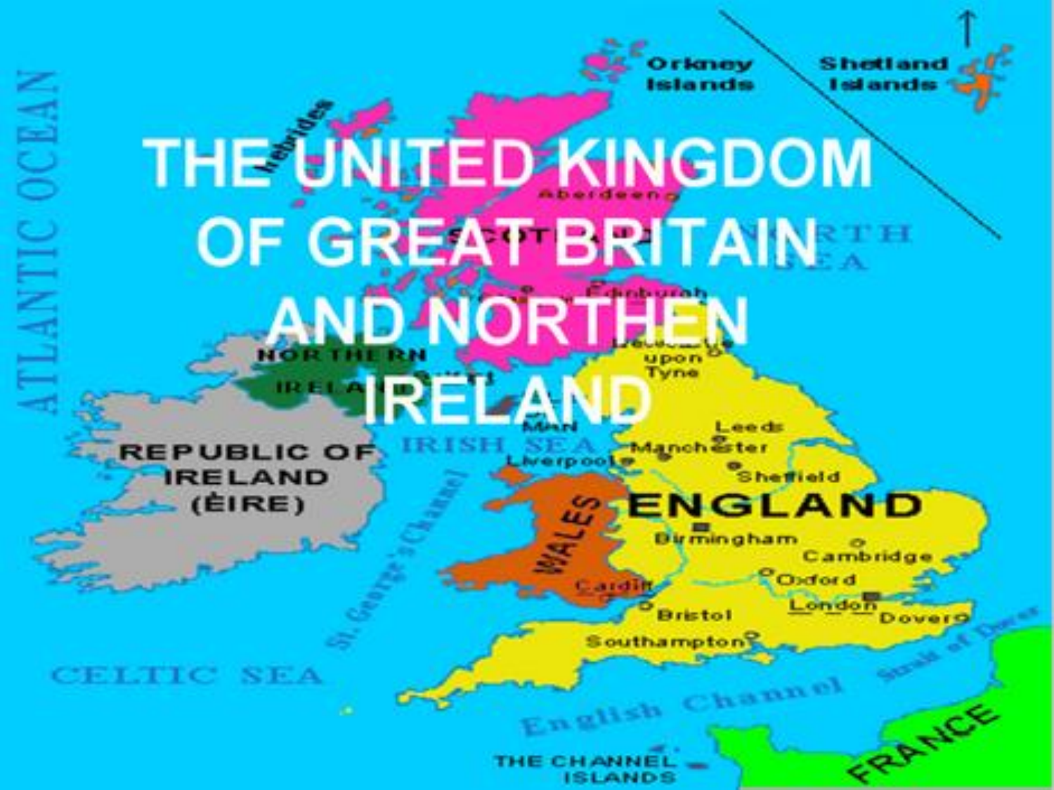# THE UNITED KINGDOM OF GREAT BRITAIN AND NORTHEN IRELAND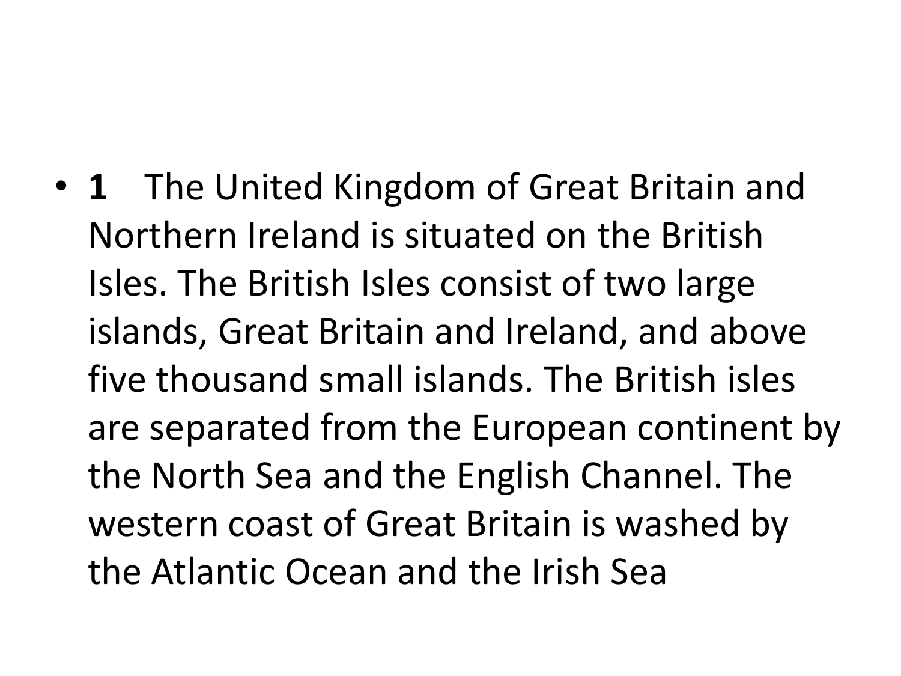- **1** The United Kingdom of Great Britain and Northern Ireland is situated on the British Isles. The British Isles consist of two large islands, Great Britain and Ireland, and above five thousand small islands. The British isles are separated from the European continent by the North Sea and the English Channel. The western coast of Great Britain is washed by the Atlantic Ocean and the Irish Sea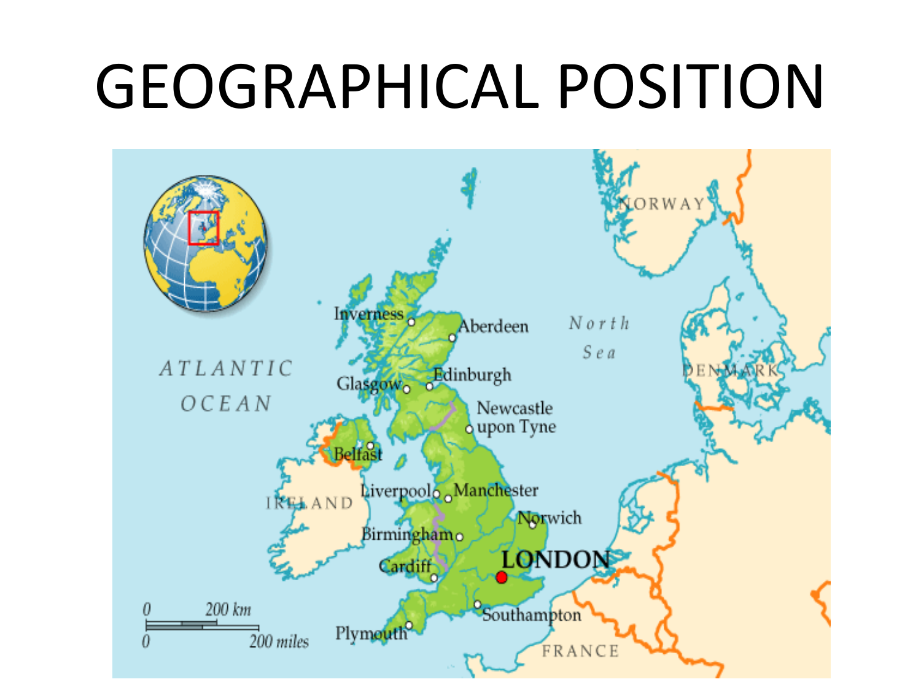# GEOGRAPHICAL POSITION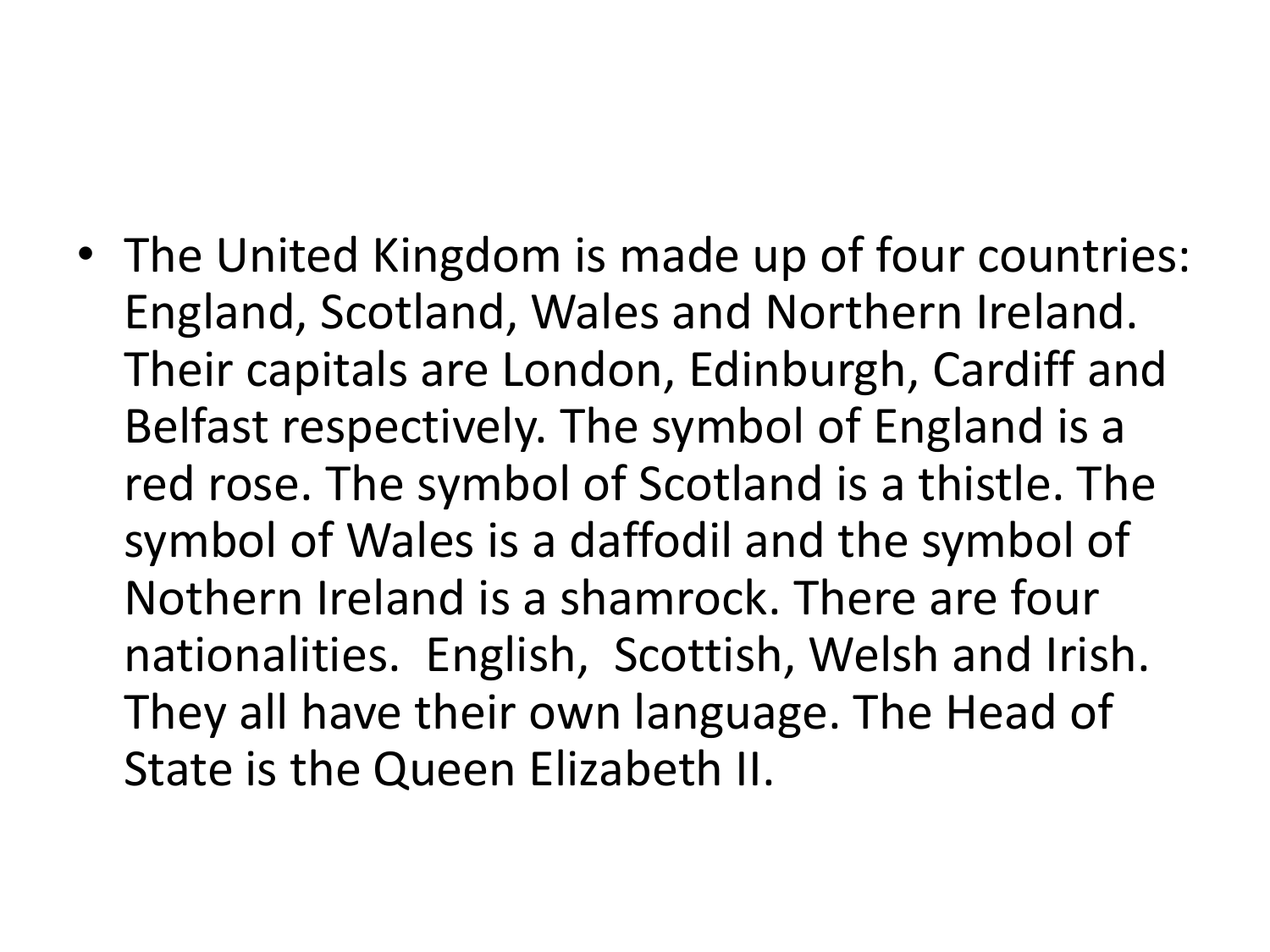- The United Kingdom is made up of four countries: England, Scotland, Wales and Northern Ireland. Their capitals are London, Edinburgh, Cardiff and Belfast respectively. The symbol of England is a red rose. The symbol of Scotland is a thistle. The symbol of Wales is a daffodil and the symbol of Nothern Ireland is a shamrock. There are four nationalities.  English,  Scottish, Welsh and Irish. They all have their own language. The Head of State is the Queen Elizabeth II.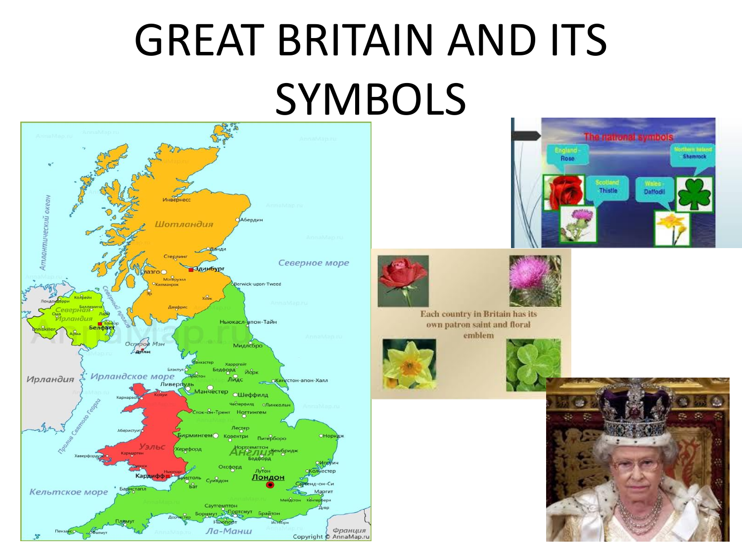# GREAT BRITAIN AND ITS SYMBOLS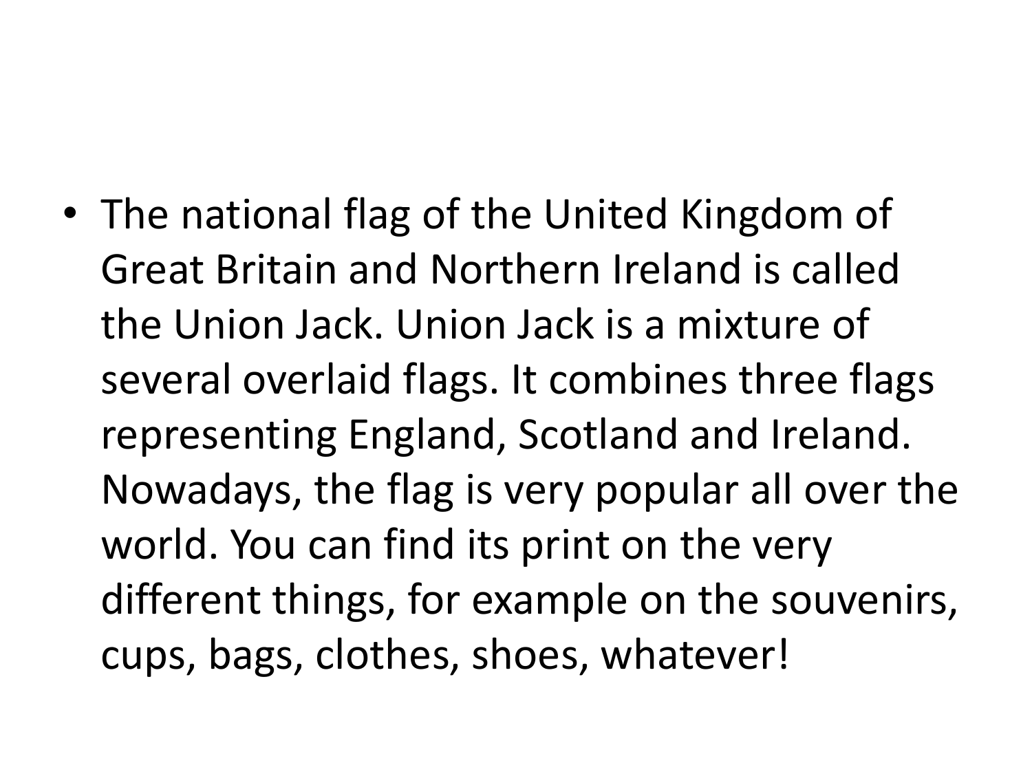- The national flag of the United Kingdom of Great Britain and Northern Ireland is called the Union Jack. Union Jack is a mixture of several overlaid flags. It combines three flags representing England, Scotland and Ireland. Nowadays, the flag is very popular all over the world. You can find its print on the very different things, for example on the souvenirs, cups, bags, clothes, shoes, whatever!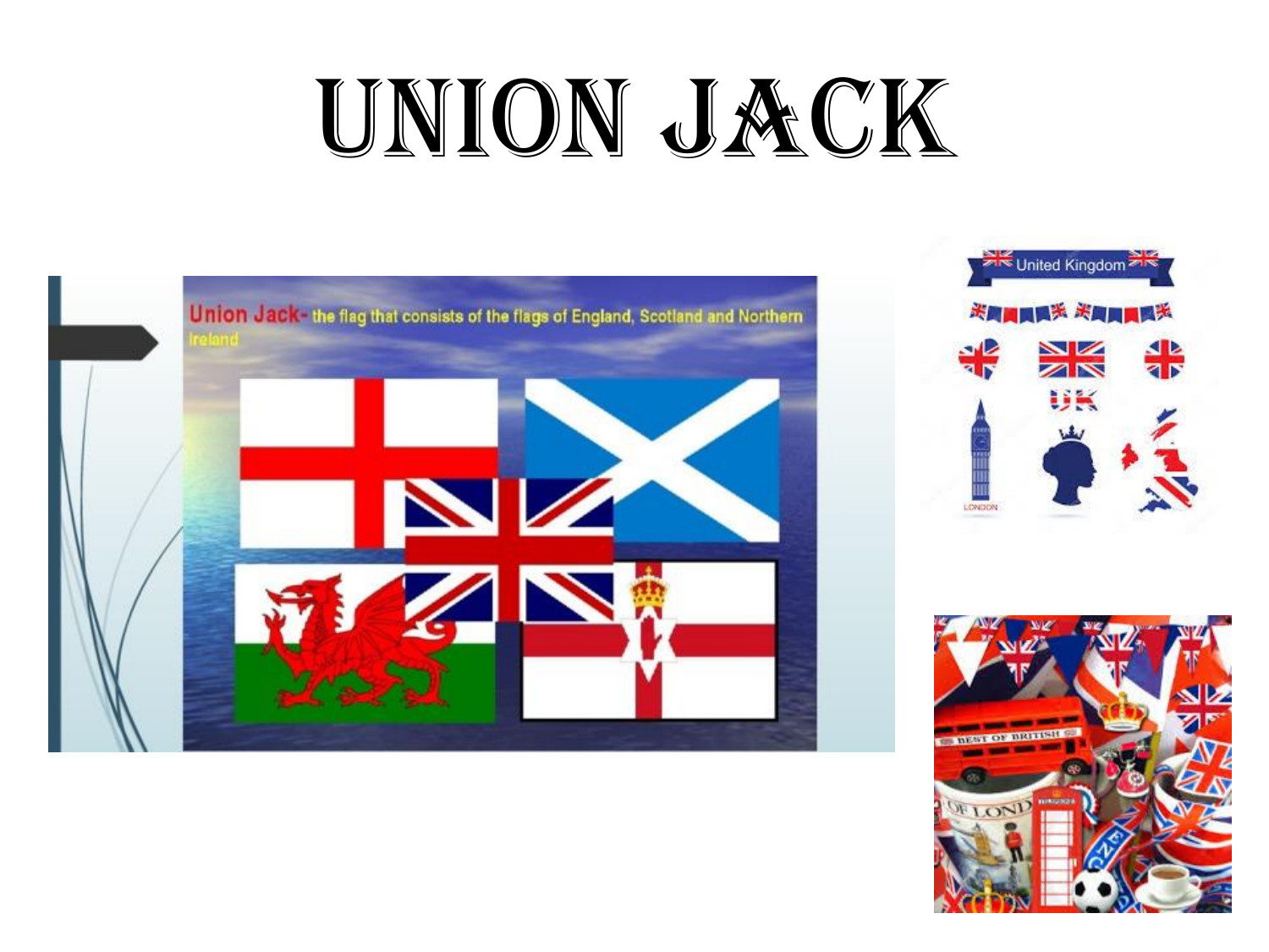# UNION JACK

Union Jack- the flag that consists of the flags of England, Scotland and Northern Ireland

United Kingdom

UK

LONDON

BEST OF BRITISH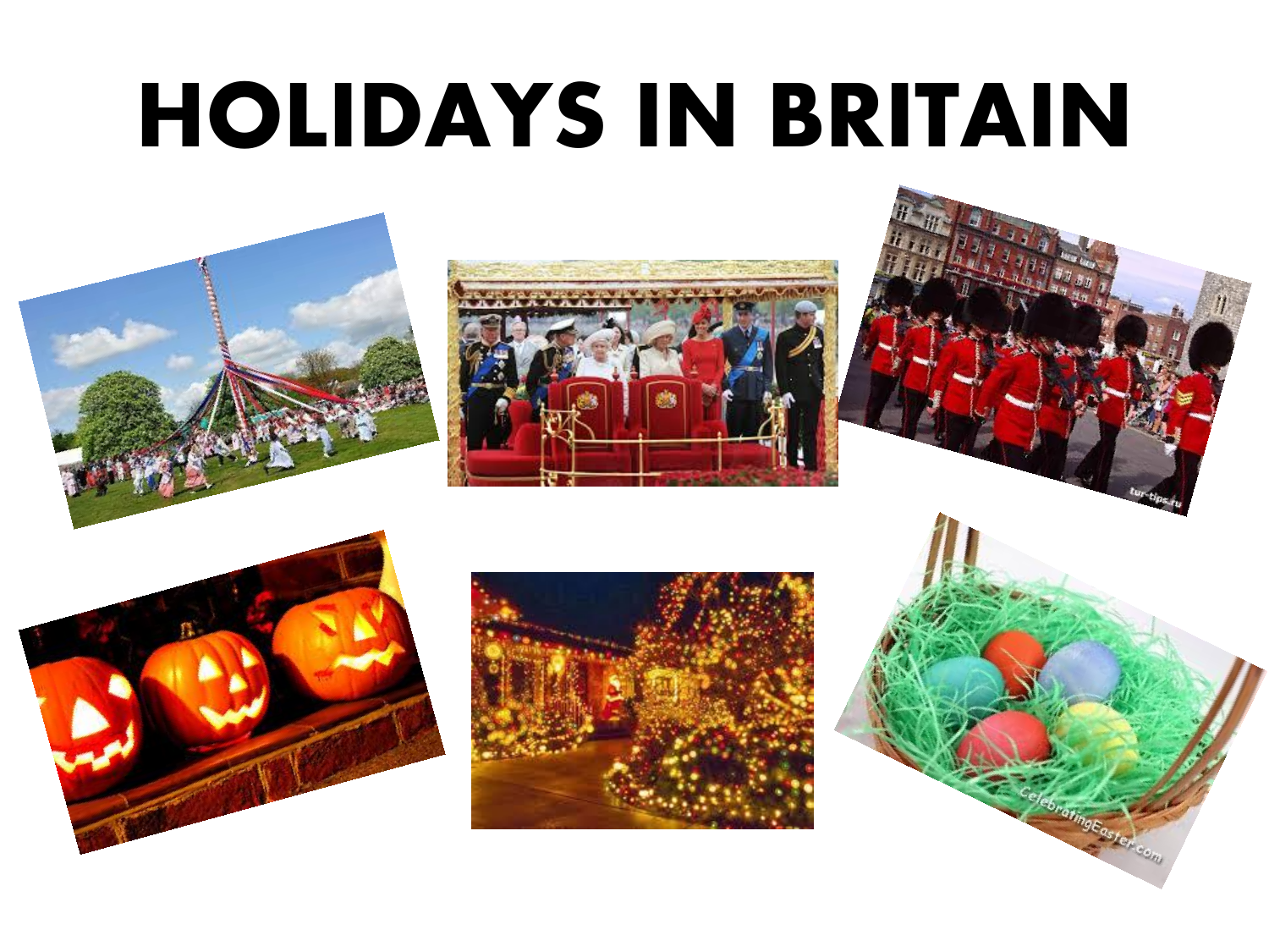# HOLIDAYS IN BRITAIN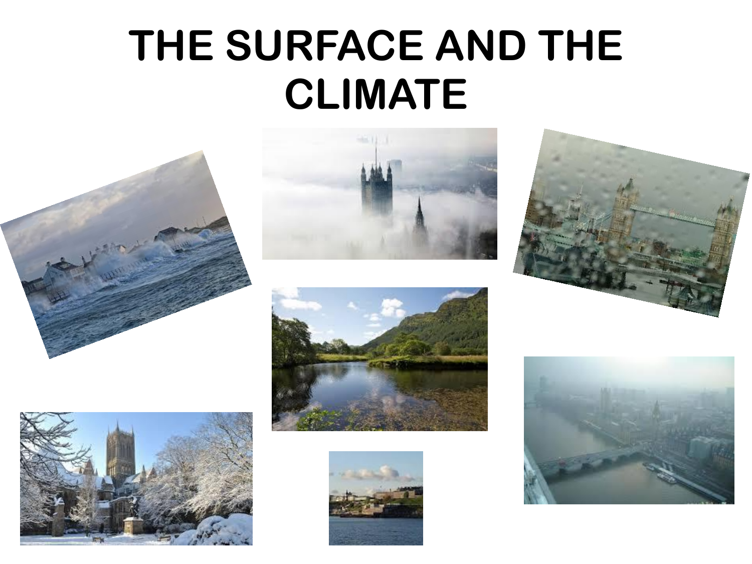# THE SURFACE AND THE CLIMATE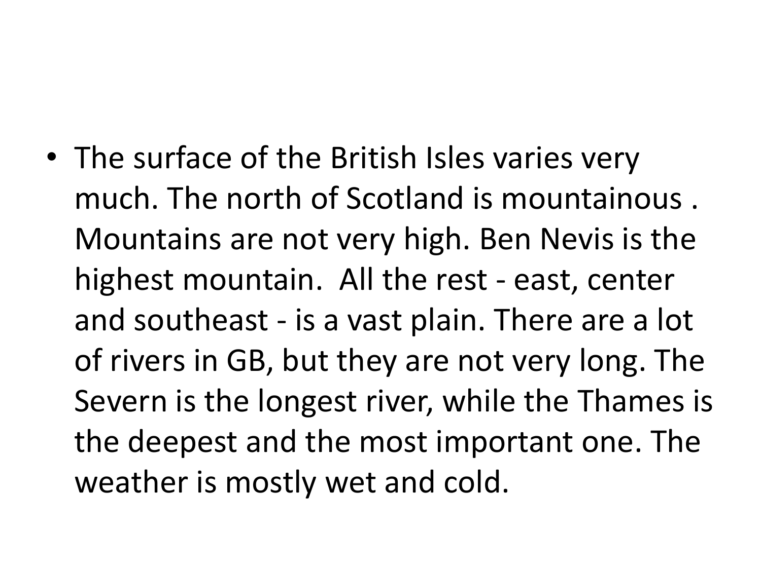- The surface of the British Isles varies very much. The north of Scotland is mountainous . Mountains are not very high. Ben Nevis is the highest mountain. All the rest - east, center and southeast - is a vast plain. There are a lot of rivers in GB, but they are not very long. The Severn is the longest river, while the Thames is the deepest and the most important one. The weather is mostly wet and cold.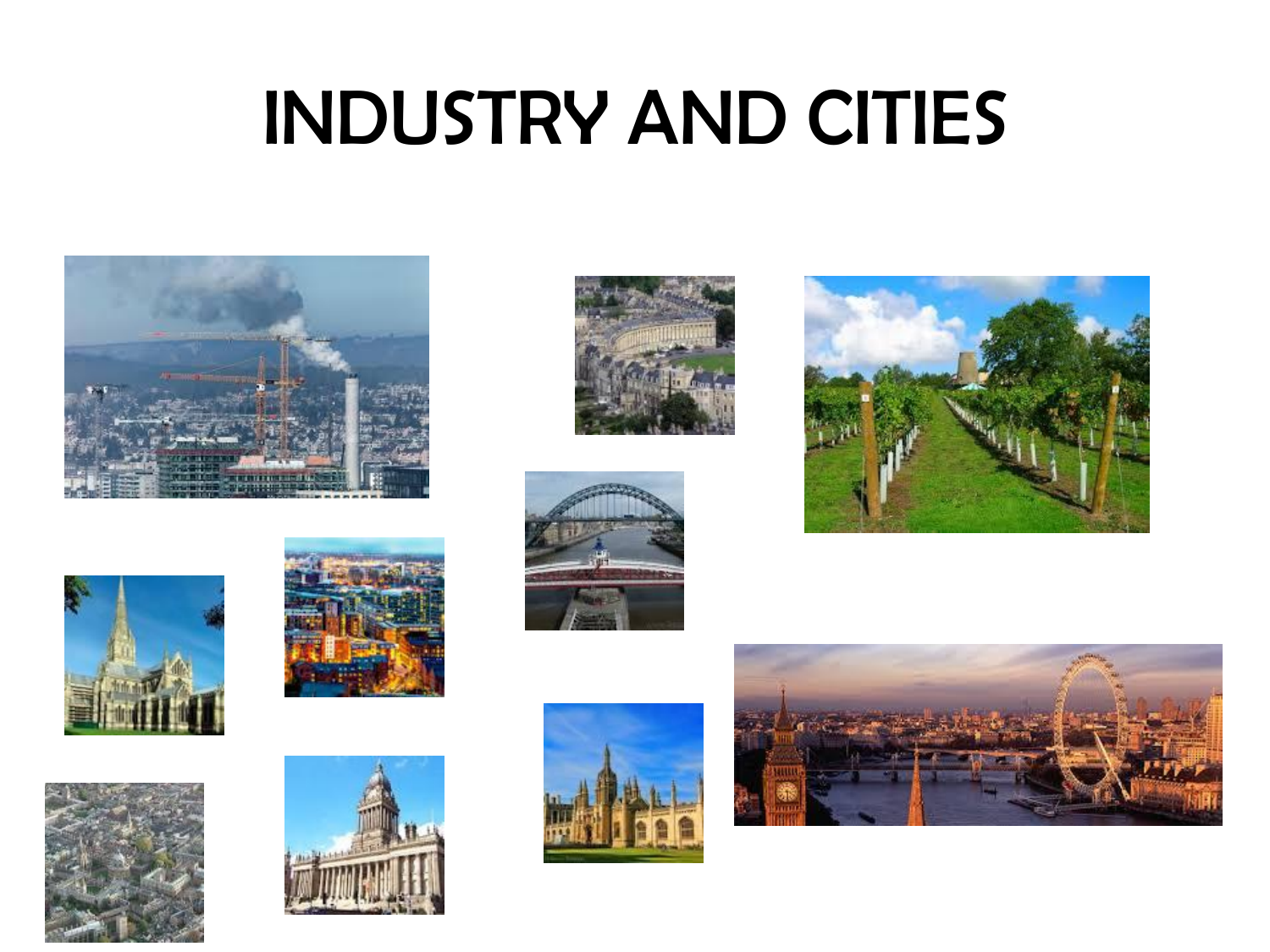# INDUSTRY AND CITIES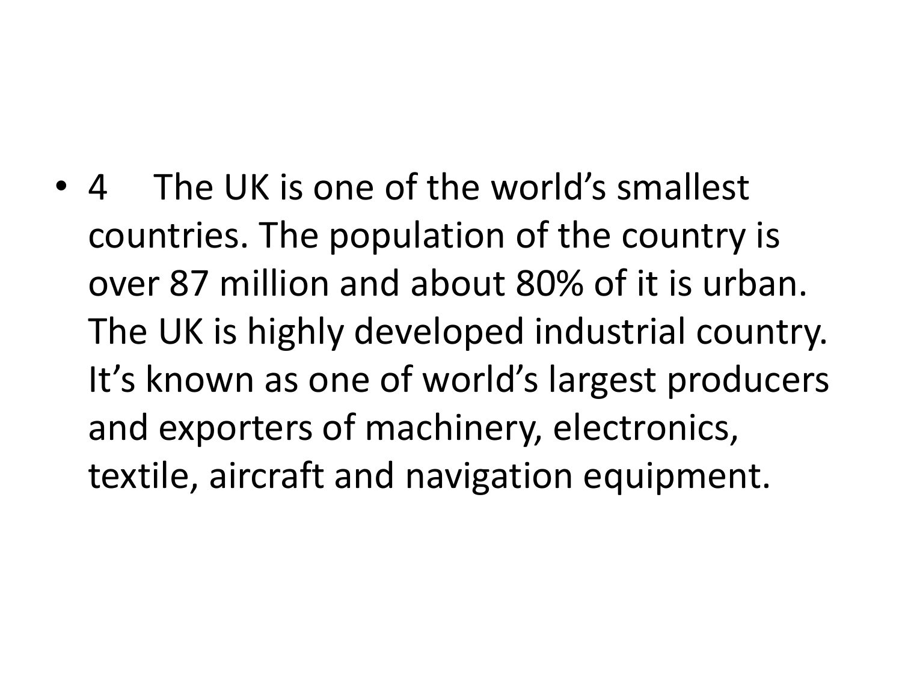- 4 The UK is one of the world's smallest countries. The population of the country is over 87 million and about 80% of it is urban. The UK is highly developed industrial country. It's known as one of world's largest producers and exporters of machinery, electronics, textile, aircraft and navigation equipment.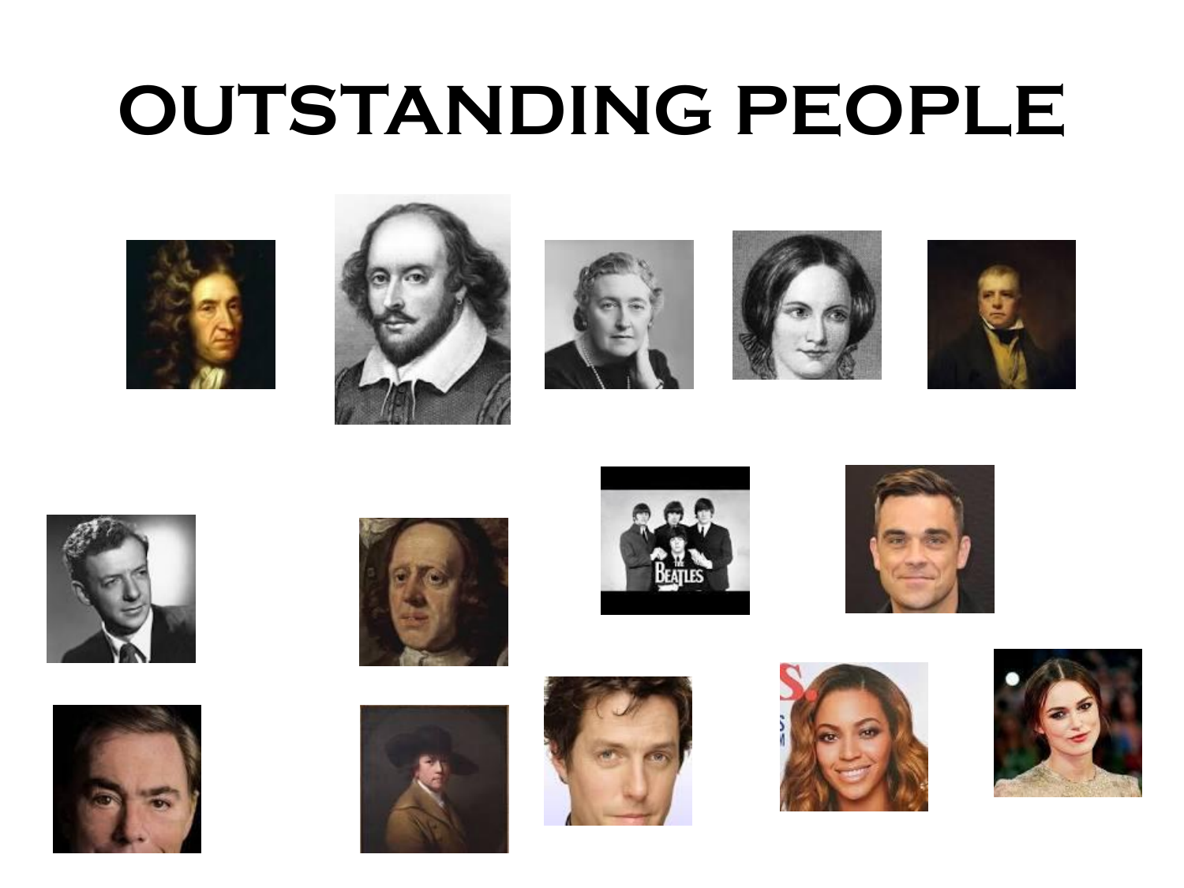# OUTSTANDING PEOPLE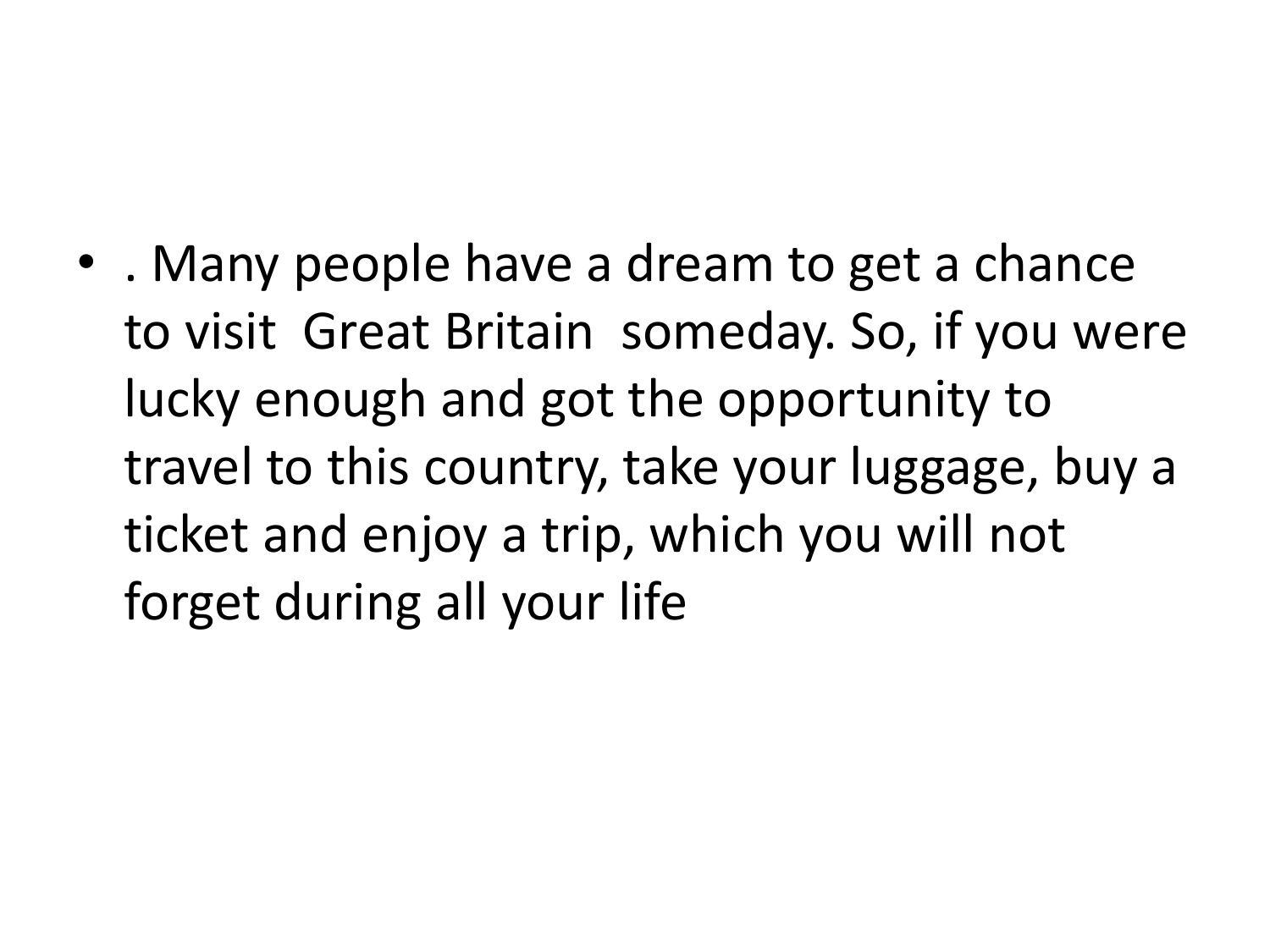- . Many people have a dream to get a chance to visit Great Britain someday. So, if you were lucky enough and got the opportunity to travel to this country, take your luggage, buy a ticket and enjoy a trip, which you will not forget during all your life